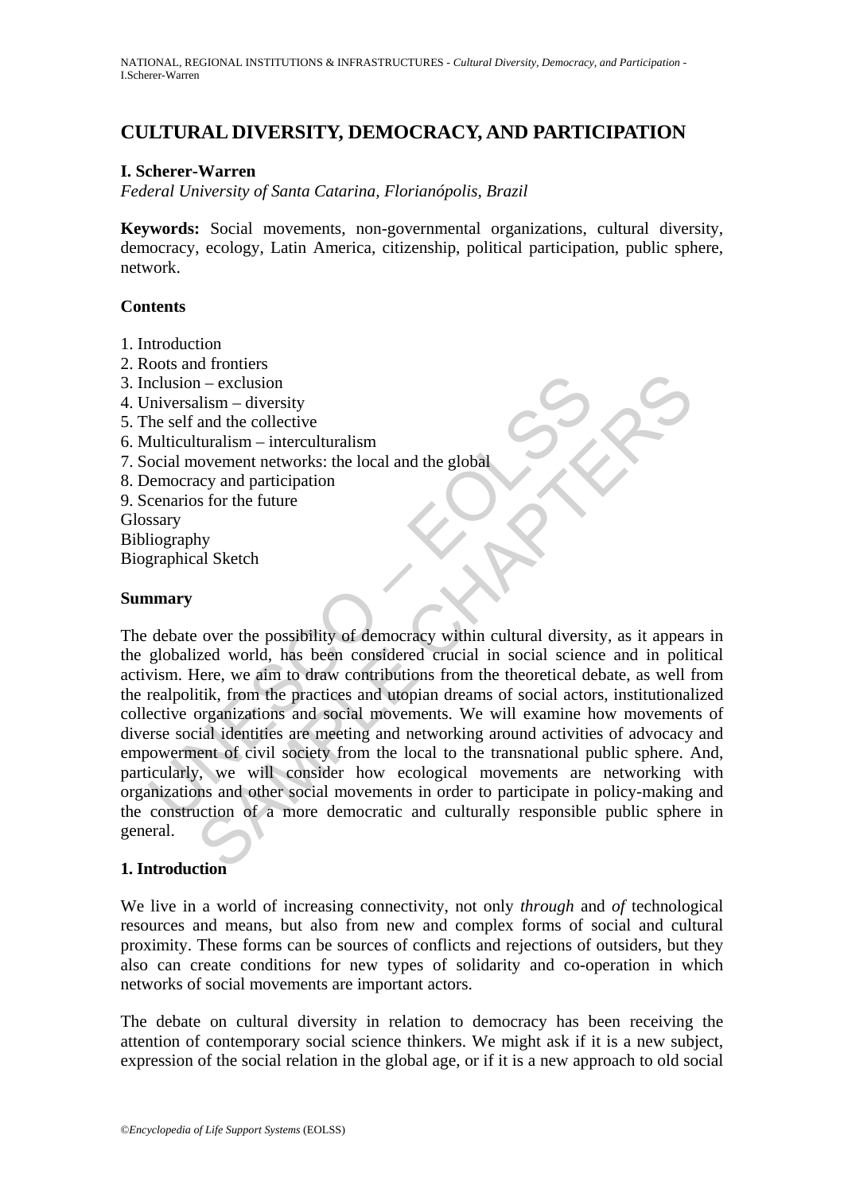# CULTURAL DIVERSITY, DEMOCRACY, AND PARTICIPATION

**I. Scherer-Warren**

*Federal University of Santa Catarina, Florianópolis, Brazil*

**Keywords:** Social movements, non-governmental organizations, cultural diversity, democracy, ecology, Latin America, citizenship, political participation, public sphere, network.

**Contents**

1. Introduction
2. Roots and frontiers
3. Inclusion – exclusion
4. Universalism – diversity
5. The self and the collective
6. Multiculturalism – interculturalism
7. Social movement networks: the local and the global
8. Democracy and participation
9. Scenarios for the future

Glossary
Bibliography
Biographical Sketch

**Summary**

The debate over the possibility of democracy within cultural diversity, as it appears in the globalized world, has been considered crucial in social science and in political activism. Here, we aim to draw contributions from the theoretical debate, as well from the realpolitik, from the practices and utopian dreams of social actors, institutionalized collective organizations and social movements. We will examine how movements of diverse social identities are meeting and networking around activities of advocacy and empowerment of civil society from the local to the transnational public sphere. And, particularly, we will consider how ecological movements are networking with organizations and other social movements in order to participate in policy-making and the construction of a more democratic and culturally responsible public sphere in general.

## 1. Introduction

We live in a world of increasing connectivity, not only *through* and *of* technological resources and means, but also from new and complex forms of social and cultural proximity. These forms can be sources of conflicts and rejections of outsiders, but they also can create conditions for new types of solidarity and co-operation in which networks of social movements are important actors.

The debate on cultural diversity in relation to democracy has been receiving the attention of contemporary social science thinkers. We might ask if it is a new subject, expression of the social relation in the global age, or if it is a new approach to old social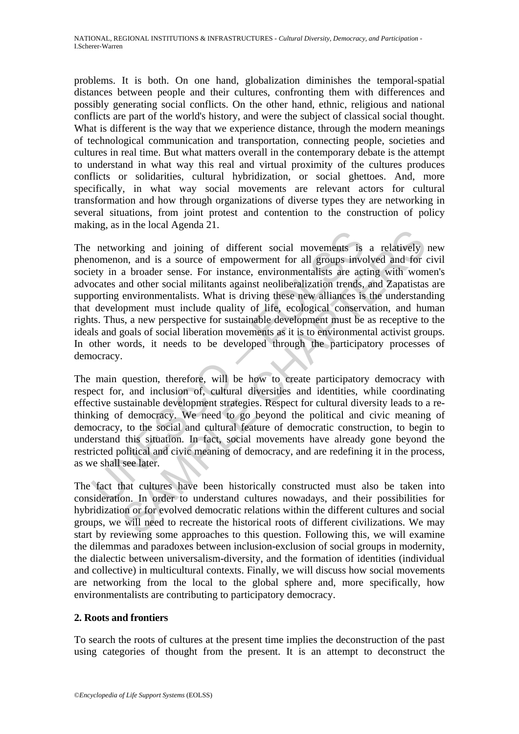problems. It is both. On one hand, globalization diminishes the temporal-spatial distances between people and their cultures, confronting them with differences and possibly generating social conflicts. On the other hand, ethnic, religious and national conflicts are part of the world's history, and were the subject of classical social thought. What is different is the way that we experience distance, through the modern meanings of technological communication and transportation, connecting people, societies and cultures in real time. But what matters overall in the contemporary debate is the attempt to understand in what way this real and virtual proximity of the cultures produces conflicts or solidarities, cultural hybridization, or social ghettoes. And, more specifically, in what way social movements are relevant actors for cultural transformation and how through organizations of diverse types they are networking in several situations, from joint protest and contention to the construction of policy making, as in the local Agenda 21.

The networking and joining of different social movements is a relatively new phenomenon, and is a source of empowerment for all groups involved and for civil society in a broader sense. For instance, environmentalists are acting with women's advocates and other social militants against neoliberalization trends, and Zapatistas are supporting environmentalists. What is driving these new alliances is the understanding that development must include quality of life, ecological conservation, and human rights. Thus, a new perspective for sustainable development must be as receptive to the ideals and goals of social liberation movements as it is to environmental activist groups. In other words, it needs to be developed through the participatory processes of democracy.

The main question, therefore, will be how to create participatory democracy with respect for, and inclusion of, cultural diversities and identities, while coordinating effective sustainable development strategies. Respect for cultural diversity leads to a re-thinking of democracy. We need to go beyond the political and civic meaning of democracy, to the social and cultural feature of democratic construction, to begin to understand this situation. In fact, social movements have already gone beyond the restricted political and civic meaning of democracy, and are redefining it in the process, as we shall see later.

The fact that cultures have been historically constructed must also be taken into consideration. In order to understand cultures nowadays, and their possibilities for hybridization or for evolved democratic relations within the different cultures and social groups, we will need to recreate the historical roots of different civilizations. We may start by reviewing some approaches to this question. Following this, we will examine the dilemmas and paradoxes between inclusion-exclusion of social groups in modernity, the dialectic between universalism-diversity, and the formation of identities (individual and collective) in multicultural contexts. Finally, we will discuss how social movements are networking from the local to the global sphere and, more specifically, how environmentalists are contributing to participatory democracy.

## 2. Roots and frontiers

To search the roots of cultures at the present time implies the deconstruction of the past using categories of thought from the present. It is an attempt to deconstruct the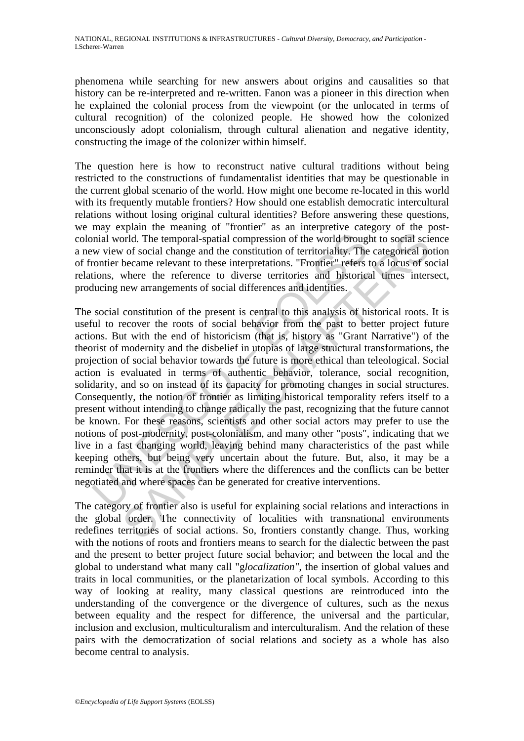phenomena while searching for new answers about origins and causalities so that history can be re-interpreted and re-written. Fanon was a pioneer in this direction when he explained the colonial process from the viewpoint (or the unlocated in terms of cultural recognition) of the colonized people. He showed how the colonized unconsciously adopt colonialism, through cultural alienation and negative identity, constructing the image of the colonizer within himself.

The question here is how to reconstruct native cultural traditions without being restricted to the constructions of fundamentalist identities that may be questionable in the current global scenario of the world. How might one become re-located in this world with its frequently mutable frontiers? How should one establish democratic intercultural relations without losing original cultural identities? Before answering these questions, we may explain the meaning of "frontier" as an interpretive category of the post-colonial world. The temporal-spatial compression of the world brought to social science a new view of social change and the constitution of territoriality. The categorical notion of frontier became relevant to these interpretations. "Frontier" refers to a locus of social relations, where the reference to diverse territories and historical times intersect, producing new arrangements of social differences and identities.

The social constitution of the present is central to this analysis of historical roots. It is useful to recover the roots of social behavior from the past to better project future actions. But with the end of historicism (that is, history as "Grant Narrative") of the theorist of modernity and the disbelief in utopias of large structural transformations, the projection of social behavior towards the future is more ethical than teleological. Social action is evaluated in terms of authentic behavior, tolerance, social recognition, solidarity, and so on instead of its capacity for promoting changes in social structures. Consequently, the notion of frontier as limiting historical temporality refers itself to a present without intending to change radically the past, recognizing that the future cannot be known. For these reasons, scientists and other social actors may prefer to use the notions of post-modernity, post-colonialism, and many other "posts", indicating that we live in a fast changing world, leaving behind many characteristics of the past while keeping others, but being very uncertain about the future. But, also, it may be a reminder that it is at the frontiers where the differences and the conflicts can be better negotiated and where spaces can be generated for creative interventions.

The category of frontier also is useful for explaining social relations and interactions in the global order. The connectivity of localities with transnational environments redefines territories of social actions. So, frontiers constantly change. Thus, working with the notions of roots and frontiers means to search for the dialectic between the past and the present to better project future social behavior; and between the local and the global to understand what many call "*glocalization"*, the insertion of global values and traits in local communities, or the planetarization of local symbols. According to this way of looking at reality, many classical questions are reintroduced into the understanding of the convergence or the divergence of cultures, such as the nexus between equality and the respect for difference, the universal and the particular, inclusion and exclusion, multiculturalism and interculturalism. And the relation of these pairs with the democratization of social relations and society as a whole has also become central to analysis.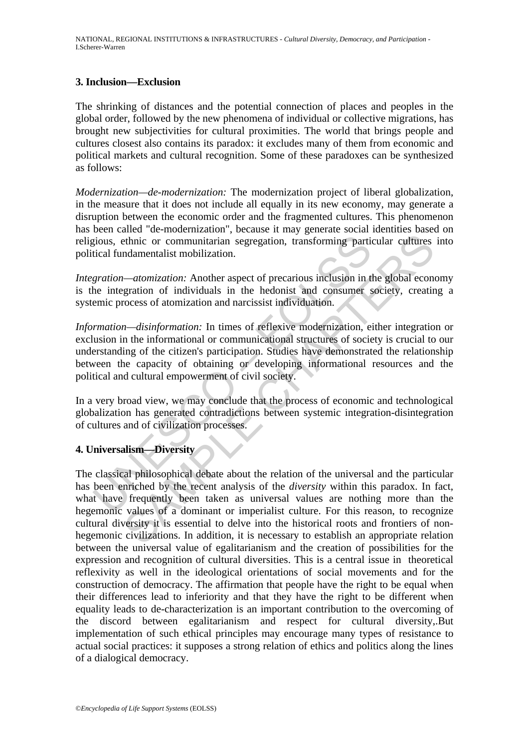## 3. Inclusion—Exclusion

The shrinking of distances and the potential connection of places and peoples in the global order, followed by the new phenomena of individual or collective migrations, has brought new subjectivities for cultural proximities. The world that brings people and cultures closest also contains its paradox: it excludes many of them from economic and political markets and cultural recognition. Some of these paradoxes can be synthesized as follows:

*Modernization—de-modernization:* The modernization project of liberal globalization, in the measure that it does not include all equally in its new economy, may generate a disruption between the economic order and the fragmented cultures. This phenomenon has been called "de-modernization", because it may generate social identities based on religious, ethnic or communitarian segregation, transforming particular cultures into political fundamentalist mobilization.

*Integration—atomization:* Another aspect of precarious inclusion in the global economy is the integration of individuals in the hedonist and consumer society, creating a systemic process of atomization and narcissist individuation.

*Information—disinformation:* In times of reflexive modernization, either integration or exclusion in the informational or communicational structures of society is crucial to our understanding of the citizen's participation. Studies have demonstrated the relationship between the capacity of obtaining or developing informational resources and the political and cultural empowerment of civil society.

In a very broad view, we may conclude that the process of economic and technological globalization has generated contradictions between systemic integration-disintegration of cultures and of civilization processes.

## 4. Universalism—Diversity

The classical philosophical debate about the relation of the universal and the particular has been enriched by the recent analysis of the *diversity* within this paradox. In fact, what have frequently been taken as universal values are nothing more than the hegemonic values of a dominant or imperialist culture. For this reason, to recognize cultural diversity it is essential to delve into the historical roots and frontiers of non-hegemonic civilizations. In addition, it is necessary to establish an appropriate relation between the universal value of egalitarianism and the creation of possibilities for the expression and recognition of cultural diversities. This is a central issue in theoretical reflexivity as well in the ideological orientations of social movements and for the construction of democracy. The affirmation that people have the right to be equal when their differences lead to inferiority and that they have the right to be different when equality leads to de-characterization is an important contribution to the overcoming of the discord between egalitarianism and respect for cultural diversity,.But implementation of such ethical principles may encourage many types of resistance to actual social practices: it supposes a strong relation of ethics and politics along the lines of a dialogical democracy.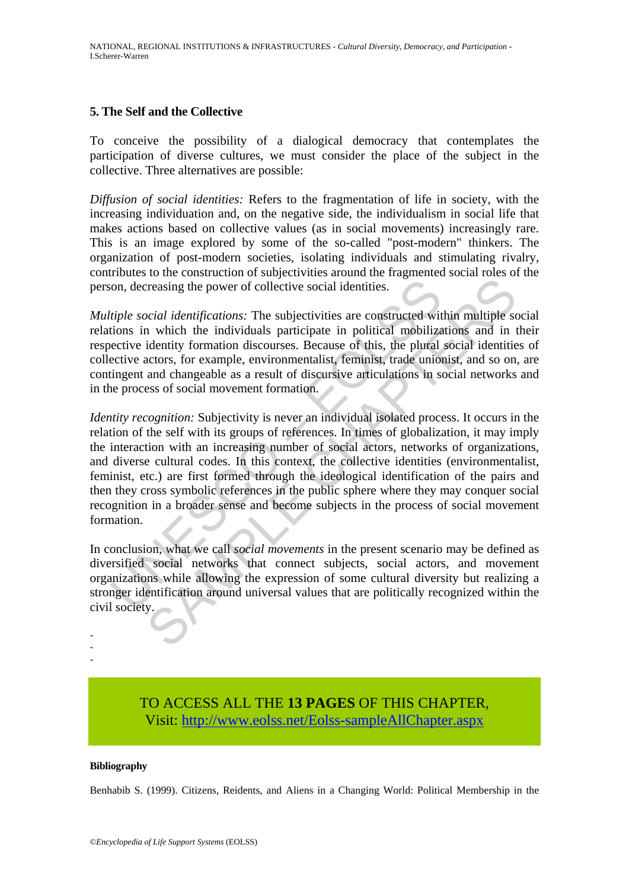## 5. The Self and the Collective

To conceive the possibility of a dialogical democracy that contemplates the participation of diverse cultures, we must consider the place of the subject in the collective. Three alternatives are possible:

*Diffusion of social identities:* Refers to the fragmentation of life in society, with the increasing individuation and, on the negative side, the individualism in social life that makes actions based on collective values (as in social movements) increasingly rare. This is an image explored by some of the so-called "post-modern" thinkers. The organization of post-modern societies, isolating individuals and stimulating rivalry, contributes to the construction of subjectivities around the fragmented social roles of the person, decreasing the power of collective social identities.

*Multiple social identifications:* The subjectivities are constructed within multiple social relations in which the individuals participate in political mobilizations and in their respective identity formation discourses. Because of this, the plural social identities of collective actors, for example, environmentalist, feminist, trade unionist, and so on, are contingent and changeable as a result of discursive articulations in social networks and in the process of social movement formation.

*Identity recognition:* Subjectivity is never an individual isolated process. It occurs in the relation of the self with its groups of references. In times of globalization, it may imply the interaction with an increasing number of social actors, networks of organizations, and diverse cultural codes. In this context, the collective identities (environmentalist, feminist, etc.) are first formed through the ideological identification of the pairs and then they cross symbolic references in the public sphere where they may conquer social recognition in a broader sense and become subjects in the process of social movement formation.

In conclusion, what we call *social movements* in the present scenario may be defined as diversified social networks that connect subjects, social actors, and movement organizations while allowing the expression of some cultural diversity but realizing a stronger identification around universal values that are politically recognized within the civil society.

-
-
-

TO ACCESS ALL THE **13 PAGES** OF THIS CHAPTER,
Visit: http://www.eolss.net/Eolss-sampleAllChapter.aspx

**Bibliography**

Benhabib S. (1999). Citizens, Reidents, and Aliens in a Changing World: Political Membership in the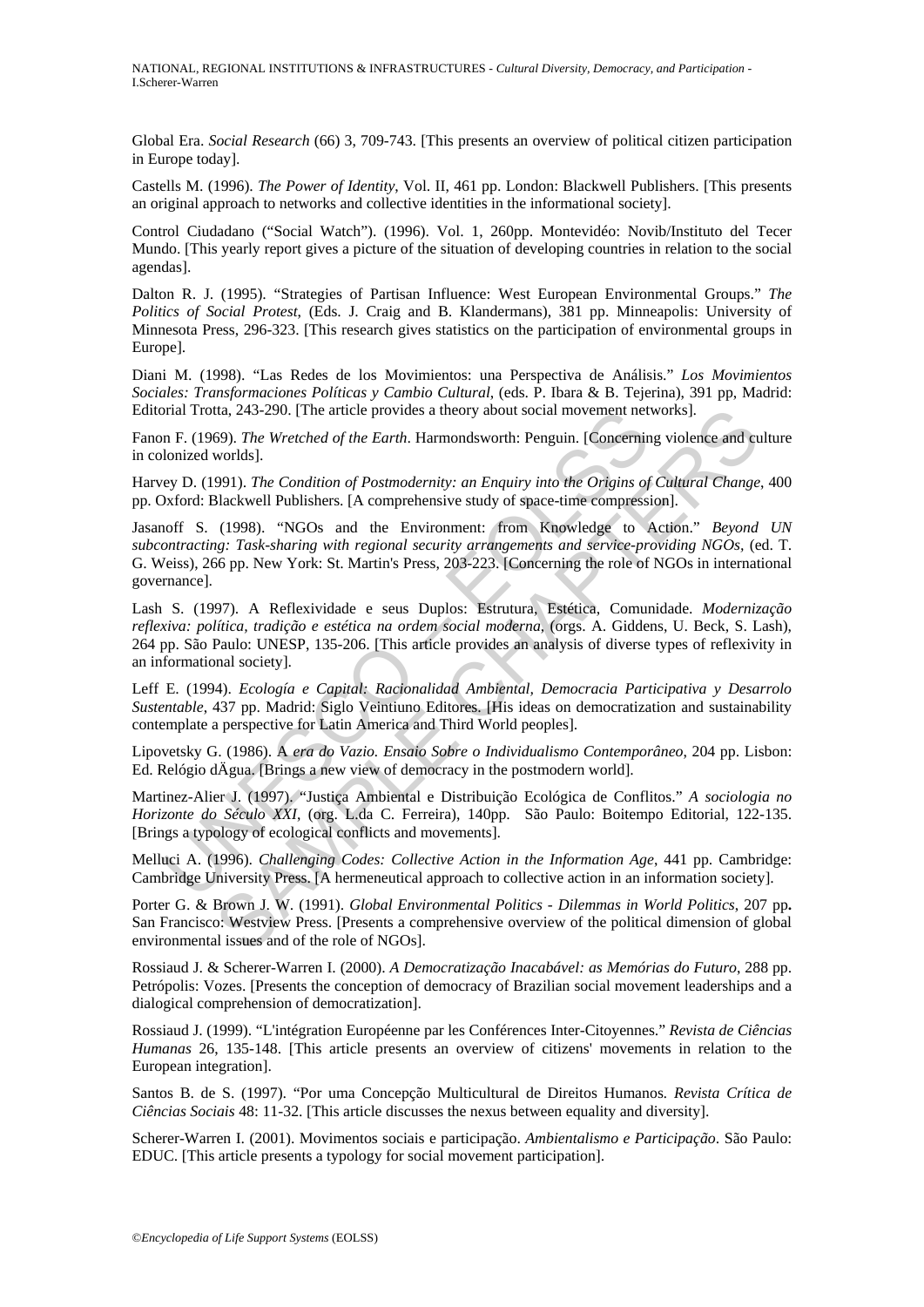Global Era. *Social Research* (66) 3, 709-743. [This presents an overview of political citizen participation in Europe today].

Castells M. (1996). *The Power of Identity*, Vol. II, 461 pp. London: Blackwell Publishers. [This presents an original approach to networks and collective identities in the informational society].

Control Ciudadano ("Social Watch"). (1996). Vol. 1, 260pp. Montevidéo: Novib/Instituto del Tecer Mundo. [This yearly report gives a picture of the situation of developing countries in relation to the social agendas].

Dalton R. J. (1995). "Strategies of Partisan Influence: West European Environmental Groups." *The Politics of Social Protest*, (Eds. J. Craig and B. Klandermans), 381 pp. Minneapolis: University of Minnesota Press, 296-323. [This research gives statistics on the participation of environmental groups in Europe].

Diani M. (1998). "Las Redes de los Movimientos: una Perspectiva de Análisis." *Los Movimientos Sociales: Transformaciones Políticas y Cambio Cultural*, (eds. P. Ibara & B. Tejerina), 391 pp, Madrid: Editorial Trotta, 243-290. [The article provides a theory about social movement networks].

Fanon F. (1969). *The Wretched of the Earth*. Harmondsworth: Penguin. [Concerning violence and culture in colonized worlds].

Harvey D. (1991). *The Condition of Postmodernity: an Enquiry into the Origins of Cultural Change*, 400 pp. Oxford: Blackwell Publishers. [A comprehensive study of space-time compression].

Jasanoff S. (1998). "NGOs and the Environment: from Knowledge to Action." *Beyond UN subcontracting: Task-sharing with regional security arrangements and service-providing NGOs*, (ed. T. G. Weiss), 266 pp. New York: St. Martin's Press, 203-223. [Concerning the role of NGOs in international governance].

Lash S. (1997). A Reflexividade e seus Duplos: Estrutura, Estética, Comunidade. *Modernização reflexiva: política, tradição e estética na ordem social moderna*, (orgs. A. Giddens, U. Beck, S. Lash), 264 pp. São Paulo: UNESP, 135-206. [This article provides an analysis of diverse types of reflexivity in an informational society].

Leff E. (1994). *Ecología e Capital: Racionalidad Ambiental, Democracia Participativa y Desarrolo Sustentable*, 437 pp. Madrid: Siglo Veintiuno Editores. [His ideas on democratization and sustainability contemplate a perspective for Latin America and Third World peoples].

Lipovetsky G. (1986). A *era do Vazio. Ensaio Sobre o Individualismo Contemporâneo*, 204 pp. Lisbon: Ed. Relógio dÁgua. [Brings a new view of democracy in the postmodern world].

Martinez-Alier J. (1997). "Justiça Ambiental e Distribuição Ecológica de Conflitos." *A sociologia no Horizonte do Século XXI*, (org. L.da C. Ferreira), 140pp. São Paulo: Boitempo Editorial, 122-135. [Brings a typology of ecological conflicts and movements].

Melluci A. (1996). *Challenging Codes: Collective Action in the Information Age*, 441 pp. Cambridge: Cambridge University Press. [A hermeneutical approach to collective action in an information society].

Porter G. & Brown J. W. (1991). *Global Environmental Politics - Dilemmas in World Politics*, 207 pp**.** San Francisco: Westview Press. [Presents a comprehensive overview of the political dimension of global environmental issues and of the role of NGOs].

Rossiaud J. & Scherer-Warren I. (2000). *A Democratização Inacabável: as Memórias do Futuro*, 288 pp. Petrópolis: Vozes. [Presents the conception of democracy of Brazilian social movement leaderships and a dialogical comprehension of democratization].

Rossiaud J. (1999). "L'intégration Européenne par les Conférences Inter-Citoyennes." *Revista de Ciências Humanas* 26, 135-148. [This article presents an overview of citizens' movements in relation to the European integration].

Santos B. de S. (1997). "Por uma Concepção Multicultural de Direitos Humanos. *Revista Crítica de Ciências Sociais* 48: 11-32. [This article discusses the nexus between equality and diversity].

Scherer-Warren I. (2001). Movimentos sociais e participação. *Ambientalismo e Participação*. São Paulo: EDUC. [This article presents a typology for social movement participation].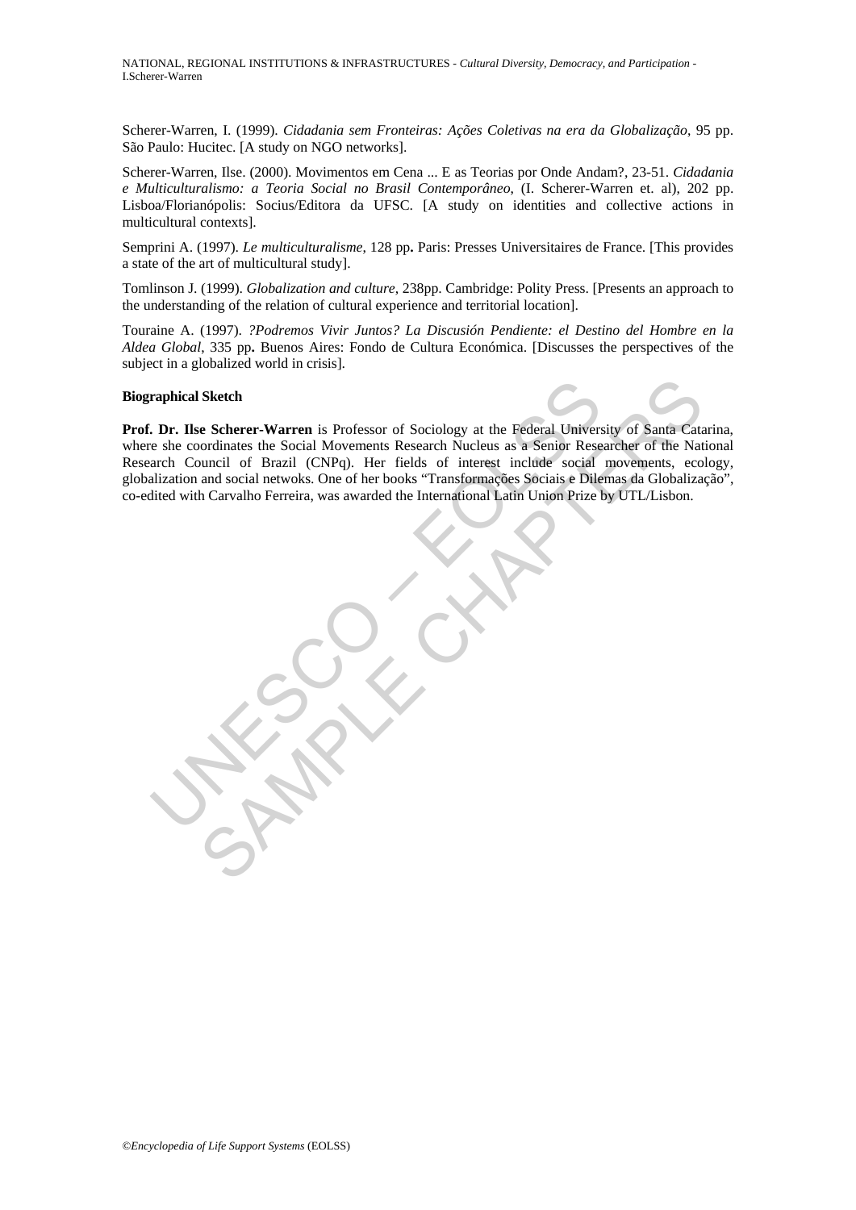Scherer-Warren, I. (1999). *Cidadania sem Fronteiras: Ações Coletivas na era da Globalização*, 95 pp. São Paulo: Hucitec. [A study on NGO networks].

Scherer-Warren, Ilse. (2000). Movimentos em Cena ... E as Teorias por Onde Andam?, 23-51. *Cidadania e Multiculturalismo: a Teoria Social no Brasil Contemporâneo*, (I. Scherer-Warren et. al), 202 pp. Lisboa/Florianópolis: Socius/Editora da UFSC. [A study on identities and collective actions in multicultural contexts].

Semprini A. (1997). *Le multiculturalisme*, 128 pp**.** Paris: Presses Universitaires de France. [This provides a state of the art of multicultural study].

Tomlinson J. (1999). *Globalization and culture*, 238pp. Cambridge: Polity Press. [Presents an approach to the understanding of the relation of cultural experience and territorial location].

Touraine A. (1997). *?Podremos Vivir Juntos? La Discusión Pendiente: el Destino del Hombre en la Aldea Global*, 335 pp**.** Buenos Aires: Fondo de Cultura Económica. [Discusses the perspectives of the subject in a globalized world in crisis].

**Biographical Sketch**

**Prof. Dr. Ilse Scherer-Warren** is Professor of Sociology at the Federal University of Santa Catarina, where she coordinates the Social Movements Research Nucleus as a Senior Researcher of the National Research Council of Brazil (CNPq). Her fields of interest include social movements, ecology, globalization and social netwoks. One of her books "Transformações Sociais e Dilemas da Globalização", co-edited with Carvalho Ferreira, was awarded the International Latin Union Prize by UTL/Lisbon.